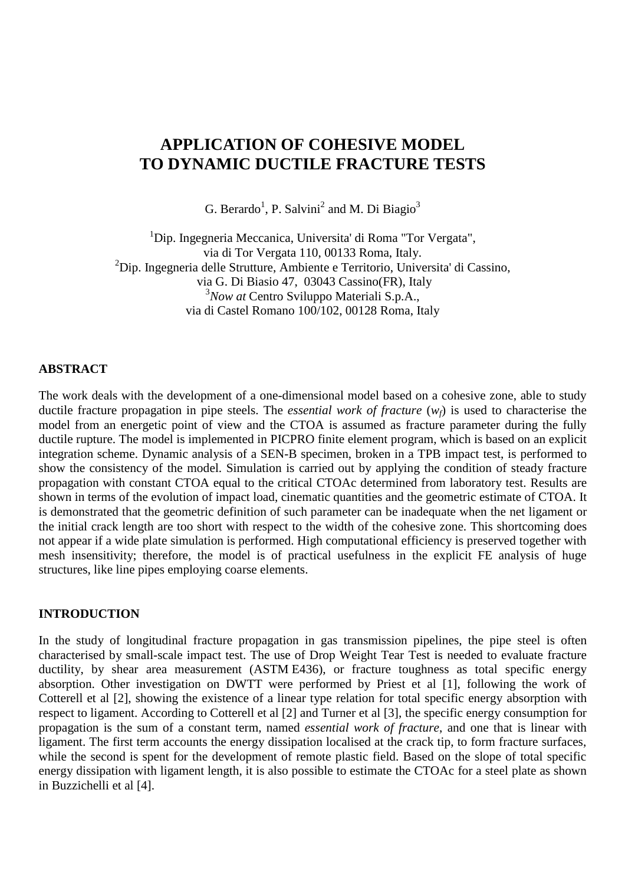# APPLICATION OF COHESIVE MODEL TO DYNAMIC DUCTILE FRACTURE TESTS

G. Berardo[1], P. Salvini[2] and M. Di Biagio[3]

[1]Dip. Ingegneria Meccanica, Universita' di Roma "Tor Vergata", via di Tor Vergata 110, 00133 Roma, Italy.
[2]Dip. Ingegneria delle Strutture, Ambiente e Territorio, Universita' di Cassino, via G. Di Biasio 47, 03043 Cassino(FR), Italy
[3]*Now at* Centro Sviluppo Materiali S.p.A., via di Castel Romano 100/102, 00128 Roma, Italy

## ABSTRACT

The work deals with the development of a one-dimensional model based on a cohesive zone, able to study ductile fracture propagation in pipe steels. The *essential work of fracture* ($w_f$) is used to characterise the model from an energetic point of view and the CTOA is assumed as fracture parameter during the fully ductile rupture. The model is implemented in PICPRO finite element program, which is based on an explicit integration scheme. Dynamic analysis of a SEN-B specimen, broken in a TPB impact test, is performed to show the consistency of the model. Simulation is carried out by applying the condition of steady fracture propagation with constant CTOA equal to the critical CTOAc determined from laboratory test. Results are shown in terms of the evolution of impact load, cinematic quantities and the geometric estimate of CTOA. It is demonstrated that the geometric definition of such parameter can be inadequate when the net ligament or the initial crack length are too short with respect to the width of the cohesive zone. This shortcoming does not appear if a wide plate simulation is performed. High computational efficiency is preserved together with mesh insensitivity; therefore, the model is of practical usefulness in the explicit FE analysis of huge structures, like line pipes employing coarse elements.

## INTRODUCTION

In the study of longitudinal fracture propagation in gas transmission pipelines, the pipe steel is often characterised by small-scale impact test. The use of Drop Weight Tear Test is needed to evaluate fracture ductility, by shear area measurement (ASTM E436), or fracture toughness as total specific energy absorption. Other investigation on DWTT were performed by Priest et al [1], following the work of Cotterell et al [2], showing the existence of a linear type relation for total specific energy absorption with respect to ligament. According to Cotterell et al [2] and Turner et al [3], the specific energy consumption for propagation is the sum of a constant term, named *essential work of fracture*, and one that is linear with ligament. The first term accounts the energy dissipation localised at the crack tip, to form fracture surfaces, while the second is spent for the development of remote plastic field. Based on the slope of total specific energy dissipation with ligament length, it is also possible to estimate the CTOAc for a steel plate as shown in Buzzichelli et al [4].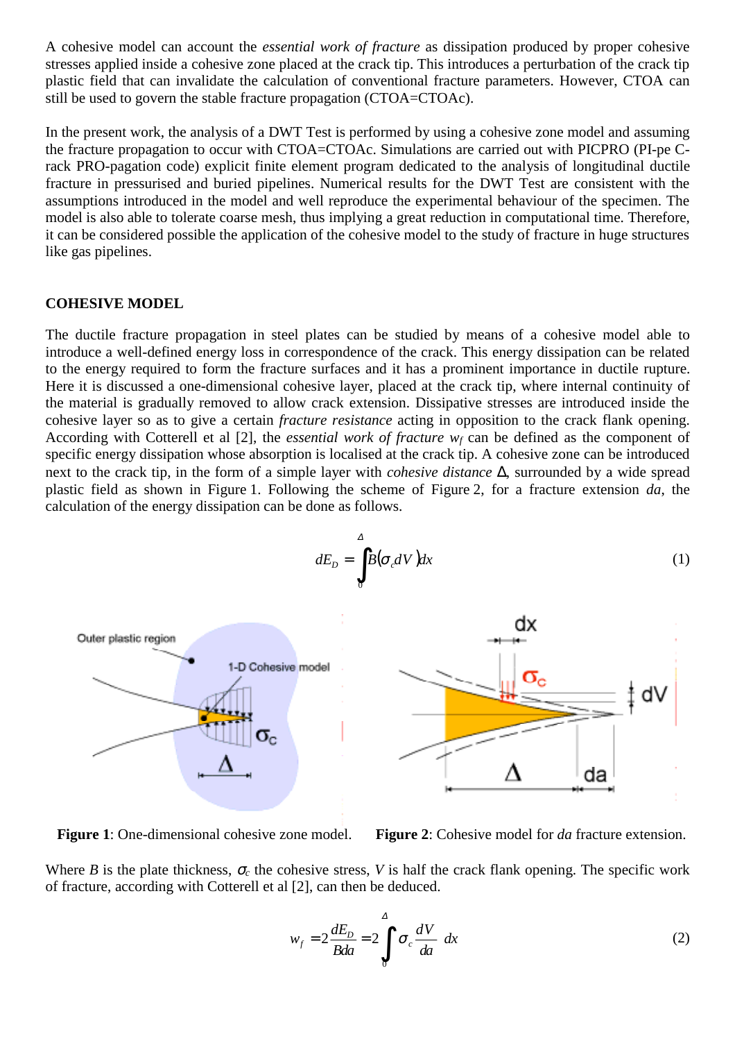A cohesive model can account the *essential work of fracture* as dissipation produced by proper cohesive stresses applied inside a cohesive zone placed at the crack tip. This introduces a perturbation of the crack tip plastic field that can invalidate the calculation of conventional fracture parameters. However, CTOA can still be used to govern the stable fracture propagation (CTOA=CTOAc).

In the present work, the analysis of a DWT Test is performed by using a cohesive zone model and assuming the fracture propagation to occur with CTOA=CTOAc. Simulations are carried out with PICPRO (PI-pe C-rack PRO-pagation code) explicit finite element program dedicated to the analysis of longitudinal ductile fracture in pressurised and buried pipelines. Numerical results for the DWT Test are consistent with the assumptions introduced in the model and well reproduce the experimental behaviour of the specimen. The model is also able to tolerate coarse mesh, thus implying a great reduction in computational time. Therefore, it can be considered possible the application of the cohesive model to the study of fracture in huge structures like gas pipelines.

## COHESIVE MODEL

The ductile fracture propagation in steel plates can be studied by means of a cohesive model able to introduce a well-defined energy loss in correspondence of the crack. This energy dissipation can be related to the energy required to form the fracture surfaces and it has a prominent importance in ductile rupture. Here it is discussed a one-dimensional cohesive layer, placed at the crack tip, where internal continuity of the material is gradually removed to allow crack extension. Dissipative stresses are introduced inside the cohesive layer so as to give a certain *fracture resistance* acting in opposition to the crack flank opening. According with Cotterell et al [2], the *essential work of fracture* $w_f$ can be defined as the component of specific energy dissipation whose absorption is localised at the crack tip. A cohesive zone can be introduced next to the crack tip, in the form of a simple layer with *cohesive distance* $\Delta$, surrounded by a wide spread plastic field as shown in Figure 1. Following the scheme of Figure 2, for a fracture extension $da$, the calculation of the energy dissipation can be done as follows.

$$dE_D = \int_0^{\Delta} B(\sigma_c dV)dx \qquad (1)$$

**Figure 1**: One-dimensional cohesive zone model. **Figure 2**: Cohesive model for $da$ fracture extension.

Where $B$ is the plate thickness, $\sigma_c$ the cohesive stress, $V$ is half the crack flank opening. The specific work of fracture, according with Cotterell et al [2], can then be deduced.

$$w_f = 2\frac{dE_D}{Bda} = 2\int_0^{\Delta} \sigma_c \frac{dV}{da}\, dx \qquad (2)$$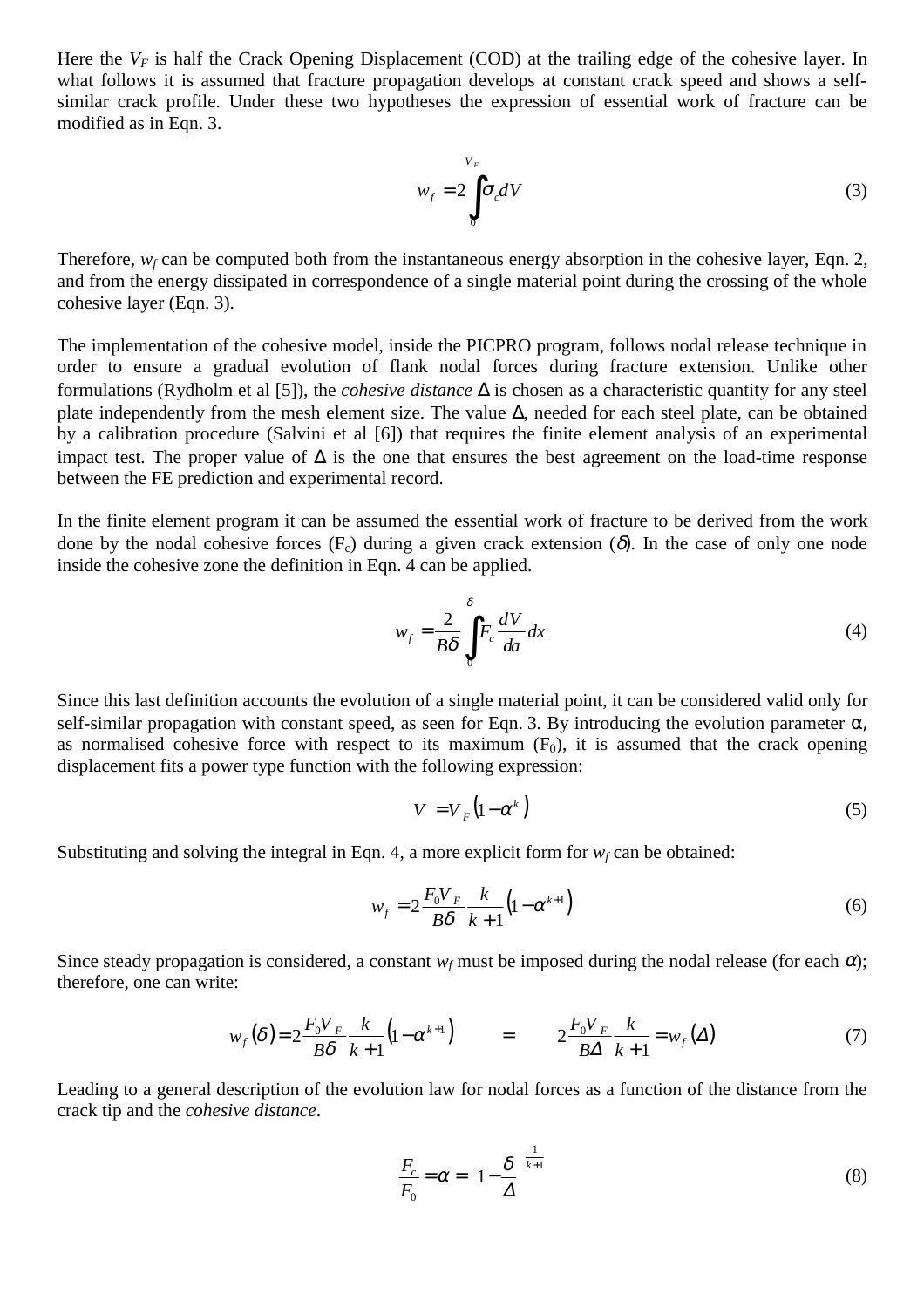Here the $V_F$ is half the Crack Opening Displacement (COD) at the trailing edge of the cohesive layer. In what follows it is assumed that fracture propagation develops at constant crack speed and shows a self-similar crack profile. Under these two hypotheses the expression of essential work of fracture can be modified as in Eqn. 3.

$$w_f = 2\int_0^{V_F} \sigma_c dV \tag{3}$$

Therefore, $w_f$ can be computed both from the instantaneous energy absorption in the cohesive layer, Eqn. 2, and from the energy dissipated in correspondence of a single material point during the crossing of the whole cohesive layer (Eqn. 3).

The implementation of the cohesive model, inside the PICPRO program, follows nodal release technique in order to ensure a gradual evolution of flank nodal forces during fracture extension. Unlike other formulations (Rydholm et al [5]), the *cohesive distance* $\Delta$ is chosen as a characteristic quantity for any steel plate independently from the mesh element size. The value $\Delta$, needed for each steel plate, can be obtained by a calibration procedure (Salvini et al [6]) that requires the finite element analysis of an experimental impact test. The proper value of $\Delta$ is the one that ensures the best agreement on the load-time response between the FE prediction and experimental record.

In the finite element program it can be assumed the essential work of fracture to be derived from the work done by the nodal cohesive forces ($F_c$) during a given crack extension ($\delta$). In the case of only one node inside the cohesive zone the definition in Eqn. 4 can be applied.

$$w_f = \frac{2}{B\delta}\int_0^{\delta} F_c \frac{dV}{da} dx \tag{4}$$

Since this last definition accounts the evolution of a single material point, it can be considered valid only for self-similar propagation with constant speed, as seen for Eqn. 3. By introducing the evolution parameter $\alpha$, as normalised cohesive force with respect to its maximum ($F_0$), it is assumed that the crack opening displacement fits a power type function with the following expression:

$$V = V_F\left(1-\alpha^k\right) \tag{5}$$

Substituting and solving the integral in Eqn. 4, a more explicit form for $w_f$ can be obtained:

$$w_f = 2\frac{F_0 V_F}{B\delta}\frac{k}{k+1}\left(1-\alpha^{k+1}\right) \tag{6}$$

Since steady propagation is considered, a constant $w_f$ must be imposed during the nodal release (for each $\alpha$); therefore, one can write:

$$w_f(\delta) = 2\frac{F_0 V_F}{B\delta}\frac{k}{k+1}\left(1-\alpha^{k+1}\right) \qquad = \qquad 2\frac{F_0 V_F}{B\Delta}\frac{k}{k+1} = w_f(\Delta) \tag{7}$$

Leading to a general description of the evolution law for nodal forces as a function of the distance from the crack tip and the *cohesive distance*.

$$\frac{F_c}{F_0} = \alpha = \left(1-\frac{\delta}{\Delta}\right)^{\frac{1}{k+1}} \tag{8}$$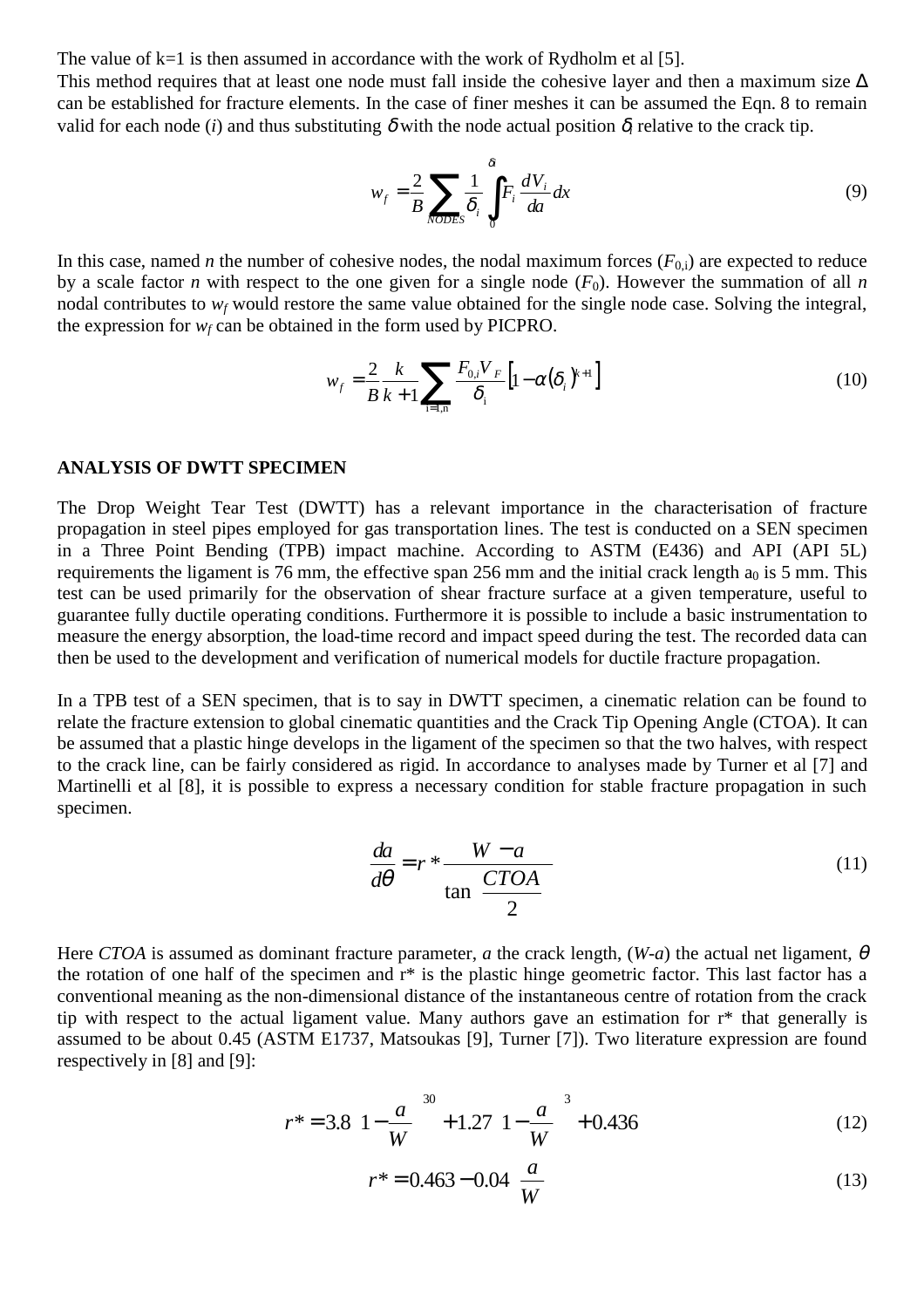The value of k=1 is then assumed in accordance with the work of Rydholm et al [5].
This method requires that at least one node must fall inside the cohesive layer and then a maximum size $\Delta$ can be established for fracture elements. In the case of finer meshes it can be assumed the Eqn. 8 to remain valid for each node ($i$) and thus substituting $\delta$ with the node actual position $\delta_i$ relative to the crack tip.

$$w_f = \frac{2}{B} \sum_{NODES} \frac{1}{\delta_i} \int_0^{\delta_i} F_i \frac{dV_i}{da} dx \tag{9}$$

In this case, named $n$ the number of cohesive nodes, the nodal maximum forces ($F_{0,i}$) are expected to reduce by a scale factor $n$ with respect to the one given for a single node ($F_0$). However the summation of all $n$ nodal contributes to $w_f$ would restore the same value obtained for the single node case. Solving the integral, the expression for $w_f$ can be obtained in the form used by PICPRO.

$$w_f = \frac{2}{B} \frac{k}{k+1} \sum_{i=1,n} \frac{F_{0,i} V_F}{\delta_i} \left[ 1 - \alpha(\delta_i)^{k+1} \right] \tag{10}$$

## ANALYSIS OF DWTT SPECIMEN

The Drop Weight Tear Test (DWTT) has a relevant importance in the characterisation of fracture propagation in steel pipes employed for gas transportation lines. The test is conducted on a SEN specimen in a Three Point Bending (TPB) impact machine. According to ASTM (E436) and API (API 5L) requirements the ligament is 76 mm, the effective span 256 mm and the initial crack length $a_0$ is 5 mm. This test can be used primarily for the observation of shear fracture surface at a given temperature, useful to guarantee fully ductile operating conditions. Furthermore it is possible to include a basic instrumentation to measure the energy absorption, the load-time record and impact speed during the test. The recorded data can then be used to the development and verification of numerical models for ductile fracture propagation.

In a TPB test of a SEN specimen, that is to say in DWTT specimen, a cinematic relation can be found to relate the fracture extension to global cinematic quantities and the Crack Tip Opening Angle (CTOA). It can be assumed that a plastic hinge develops in the ligament of the specimen so that the two halves, with respect to the crack line, can be fairly considered as rigid. In accordance to analyses made by Turner et al [7] and Martinelli et al [8], it is possible to express a necessary condition for stable fracture propagation in such specimen.

$$\frac{da}{d\theta} = r^* \frac{W - a}{\tan \dfrac{CTOA}{2}} \tag{11}$$

Here $CTOA$ is assumed as dominant fracture parameter, $a$ the crack length, ($W$-$a$) the actual net ligament, $\theta$ the rotation of one half of the specimen and r* is the plastic hinge geometric factor. This last factor has a conventional meaning as the non-dimensional distance of the instantaneous centre of rotation from the crack tip with respect to the actual ligament value. Many authors gave an estimation for r* that generally is assumed to be about 0.45 (ASTM E1737, Matsoukas [9], Turner [7]). Two literature expression are found respectively in [8] and [9]:

$$r^* = 3.8 \left(1 - \frac{a}{W}\right)^{30} + 1.27 \left(1 - \frac{a}{W}\right)^{3} + 0.436 \tag{12}$$

$$r^* = 0.463 - 0.04 \left(\frac{a}{W}\right) \tag{13}$$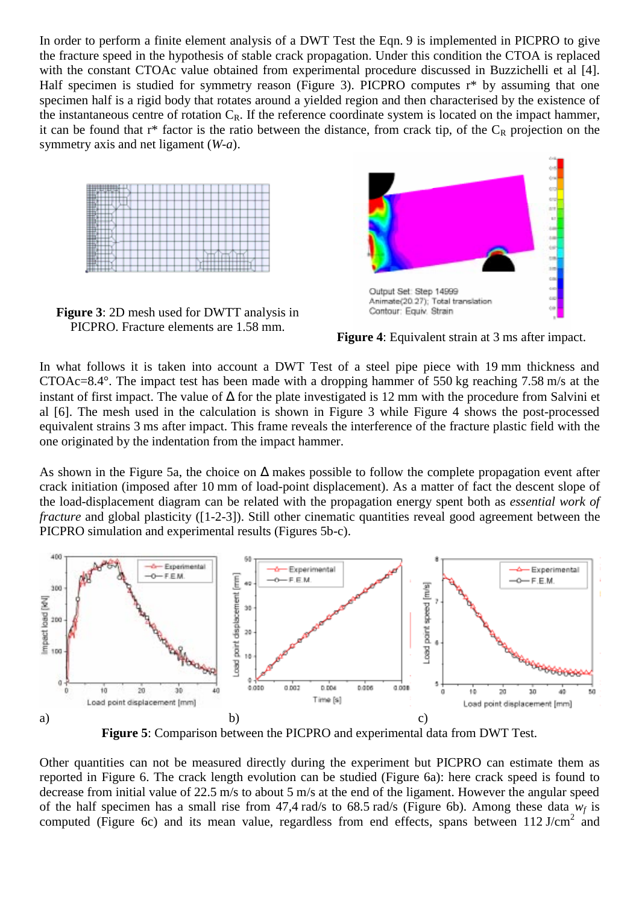In order to perform a finite element analysis of a DWT Test the Eqn. 9 is implemented in PICPRO to give the fracture speed in the hypothesis of stable crack propagation. Under this condition the CTOA is replaced with the constant CTOAc value obtained from experimental procedure discussed in Buzzichelli et al [4]. Half specimen is studied for symmetry reason (Figure 3). PICPRO computes r* by assuming that one specimen half is a rigid body that rotates around a yielded region and then characterised by the existence of the instantaneous centre of rotation $C_R$. If the reference coordinate system is located on the impact hammer, it can be found that r* factor is the ratio between the distance, from crack tip, of the $C_R$ projection on the symmetry axis and net ligament (*W-a*).

**Figure 3**: 2D mesh used for DWTT analysis in PICPRO. Fracture elements are 1.58 mm.

**Figure 4**: Equivalent strain at 3 ms after impact.

In what follows it is taken into account a DWT Test of a steel pipe piece with 19 mm thickness and CTOAc=8.4°. The impact test has been made with a dropping hammer of 550 kg reaching 7.58 m/s at the instant of first impact. The value of $\Delta$ for the plate investigated is 12 mm with the procedure from Salvini et al [6]. The mesh used in the calculation is shown in Figure 3 while Figure 4 shows the post-processed equivalent strains 3 ms after impact. This frame reveals the interference of the fracture plastic field with the one originated by the indentation from the impact hammer.

As shown in the Figure 5a, the choice on $\Delta$ makes possible to follow the complete propagation event after crack initiation (imposed after 10 mm of load-point displacement). As a matter of fact the descent slope of the load-displacement diagram can be related with the propagation energy spent both as *essential work of fracture* and global plasticity ([1-2-3]). Still other cinematic quantities reveal good agreement between the PICPRO simulation and experimental results (Figures 5b-c).

**Figure 5**: Comparison between the PICPRO and experimental data from DWT Test.

Other quantities can not be measured directly during the experiment but PICPRO can estimate them as reported in Figure 6. The crack length evolution can be studied (Figure 6a): here crack speed is found to decrease from initial value of 22.5 m/s to about 5 m/s at the end of the ligament. However the angular speed of the half specimen has a small rise from 47,4 rad/s to 68.5 rad/s (Figure 6b). Among these data $w_f$ is computed (Figure 6c) and its mean value, regardless from end effects, spans between 112 J/cm$^2$ and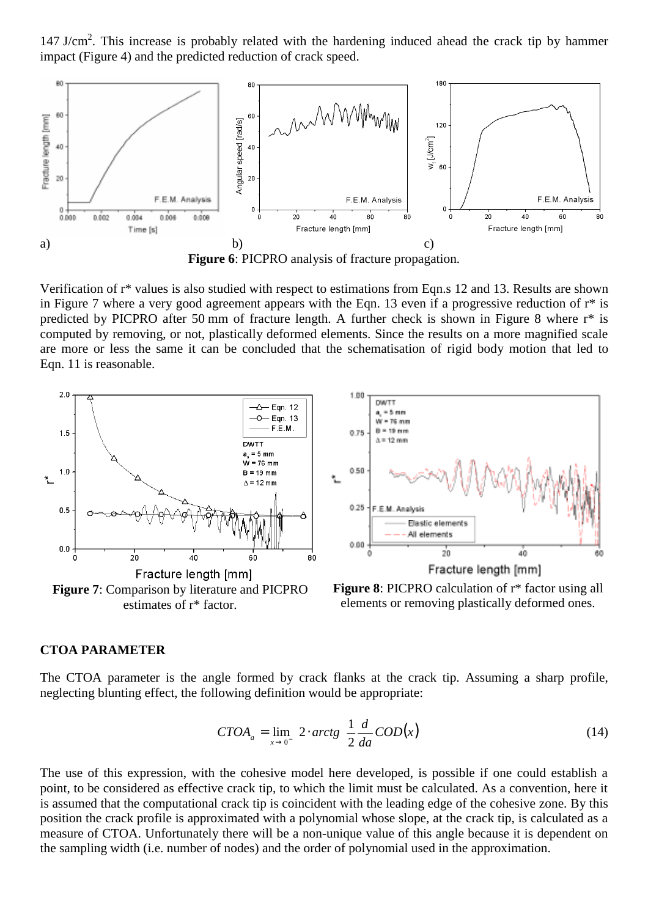147 J/cm$^2$. This increase is probably related with the hardening induced ahead the crack tip by hammer impact (Figure 4) and the predicted reduction of crack speed.

**Figure 6**: PICPRO analysis of fracture propagation.

Verification of r* values is also studied with respect to estimations from Eqn.s 12 and 13. Results are shown in Figure 7 where a very good agreement appears with the Eqn. 13 even if a progressive reduction of r* is predicted by PICPRO after 50 mm of fracture length. A further check is shown in Figure 8 where r* is computed by removing, or not, plastically deformed elements. Since the results on a more magnified scale are more or less the same it can be concluded that the schematisation of rigid body motion that led to Eqn. 11 is reasonable.

**Figure 7**: Comparison by literature and PICPRO estimates of r* factor.

**Figure 8**: PICPRO calculation of r* factor using all elements or removing plastically deformed ones.

**CTOA PARAMETER**

The CTOA parameter is the angle formed by crack flanks at the crack tip. Assuming a sharp profile, neglecting blunting effect, the following definition would be appropriate:

$$CTOA_a = \lim_{x \to 0^-} 2 \cdot arctg\left(\frac{1}{2}\frac{d}{da}COD(x)\right) \tag{14}$$

The use of this expression, with the cohesive model here developed, is possible if one could establish a point, to be considered as effective crack tip, to which the limit must be calculated. As a convention, here it is assumed that the computational crack tip is coincident with the leading edge of the cohesive zone. By this position the crack profile is approximated with a polynomial whose slope, at the crack tip, is calculated as a measure of CTOA. Unfortunately there will be a non-unique value of this angle because it is dependent on the sampling width (i.e. number of nodes) and the order of polynomial used in the approximation.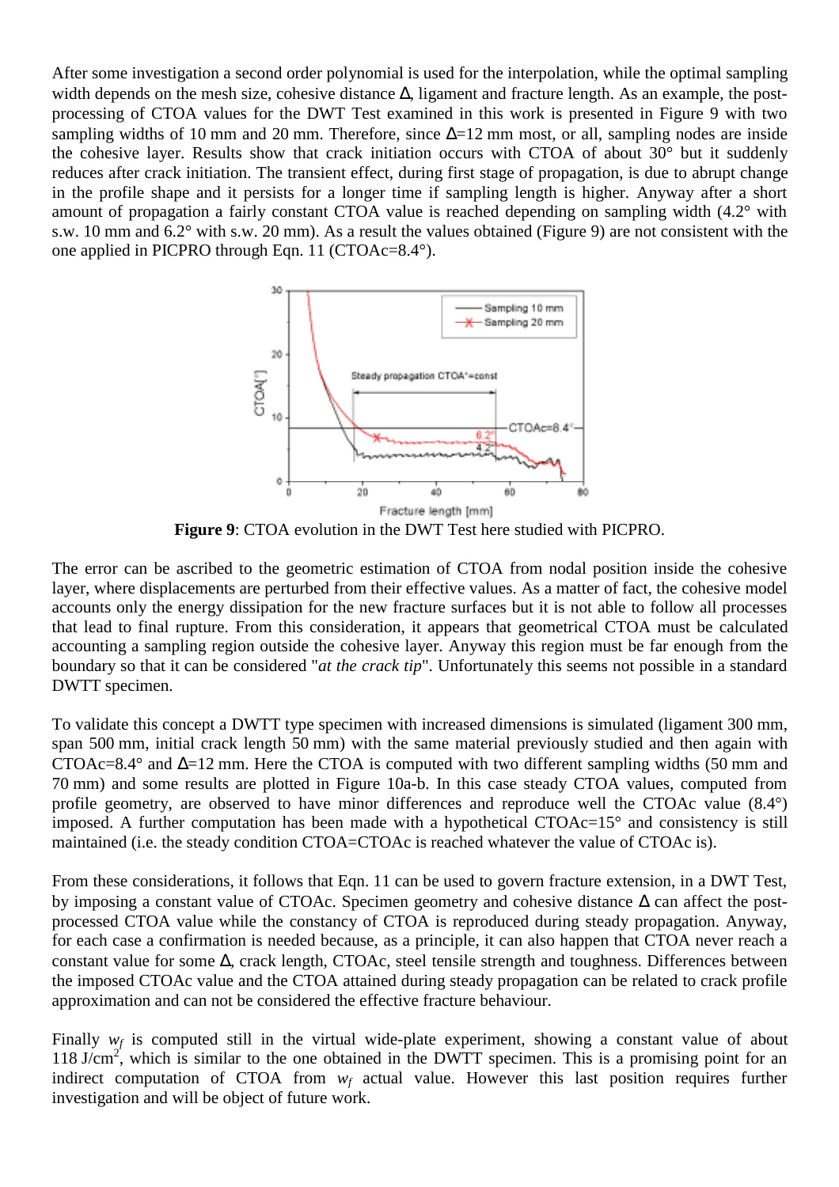After some investigation a second order polynomial is used for the interpolation, while the optimal sampling width depends on the mesh size, cohesive distance Δ, ligament and fracture length. As an example, the post-processing of CTOA values for the DWT Test examined in this work is presented in Figure 9 with two sampling widths of 10 mm and 20 mm. Therefore, since Δ=12 mm most, or all, sampling nodes are inside the cohesive layer. Results show that crack initiation occurs with CTOA of about 30° but it suddenly reduces after crack initiation. The transient effect, during first stage of propagation, is due to abrupt change in the profile shape and it persists for a longer time if sampling length is higher. Anyway after a short amount of propagation a fairly constant CTOA value is reached depending on sampling width (4.2° with s.w. 10 mm and 6.2° with s.w. 20 mm). As a result the values obtained (Figure 9) are not consistent with the one applied in PICPRO through Eqn. 11 (CTOAc=8.4°).

**Figure 9**: CTOA evolution in the DWT Test here studied with PICPRO.

The error can be ascribed to the geometric estimation of CTOA from nodal position inside the cohesive layer, where displacements are perturbed from their effective values. As a matter of fact, the cohesive model accounts only the energy dissipation for the new fracture surfaces but it is not able to follow all processes that lead to final rupture. From this consideration, it appears that geometrical CTOA must be calculated accounting a sampling region outside the cohesive layer. Anyway this region must be far enough from the boundary so that it can be considered "*at the crack tip*". Unfortunately this seems not possible in a standard DWTT specimen.

To validate this concept a DWTT type specimen with increased dimensions is simulated (ligament 300 mm, span 500 mm, initial crack length 50 mm) with the same material previously studied and then again with CTOAc=8.4° and Δ=12 mm. Here the CTOA is computed with two different sampling widths (50 mm and 70 mm) and some results are plotted in Figure 10a-b. In this case steady CTOA values, computed from profile geometry, are observed to have minor differences and reproduce well the CTOAc value (8.4°) imposed. A further computation has been made with a hypothetical CTOAc=15° and consistency is still maintained (i.e. the steady condition CTOA=CTOAc is reached whatever the value of CTOAc is).

From these considerations, it follows that Eqn. 11 can be used to govern fracture extension, in a DWT Test, by imposing a constant value of CTOAc. Specimen geometry and cohesive distance Δ can affect the post-processed CTOA value while the constancy of CTOA is reproduced during steady propagation. Anyway, for each case a confirmation is needed because, as a principle, it can also happen that CTOA never reach a constant value for some Δ, crack length, CTOAc, steel tensile strength and toughness. Differences between the imposed CTOAc value and the CTOA attained during steady propagation can be related to crack profile approximation and can not be considered the effective fracture behaviour.

Finally $w_f$ is computed still in the virtual wide-plate experiment, showing a constant value of about 118 J/cm$^2$, which is similar to the one obtained in the DWTT specimen. This is a promising point for an indirect computation of CTOA from $w_f$ actual value. However this last position requires further investigation and will be object of future work.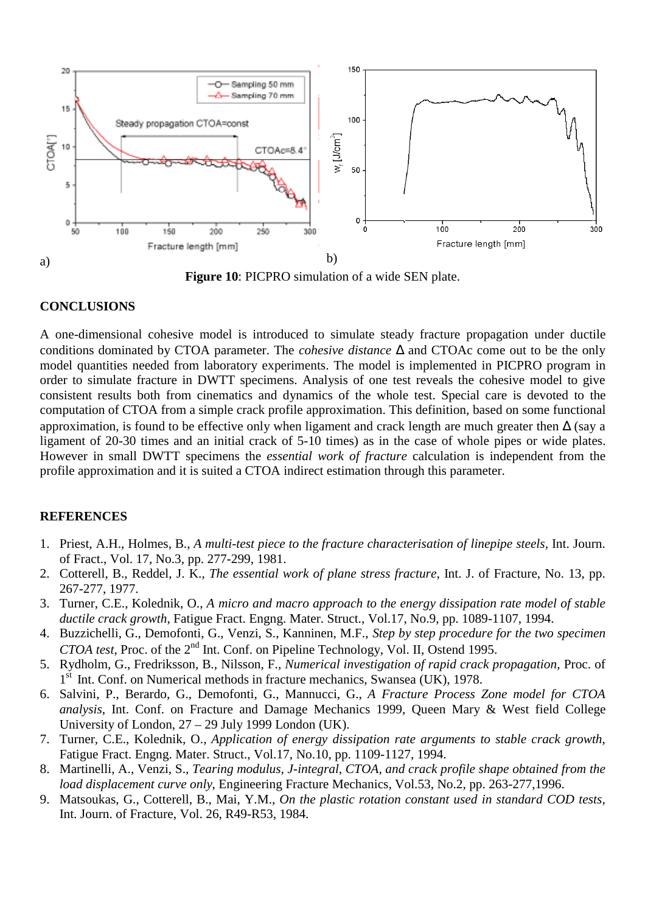Sampling 50 mm
Sampling 70 mm
Steady propagation CTOA=const
CTOAc=8.4°
CTOA[°]
Fracture length [mm]
a)

$w_f$ [J/cm$^3$]
Fracture length [mm]
b)

**Figure 10**: PICPRO simulation of a wide SEN plate.

## CONCLUSIONS

A one-dimensional cohesive model is introduced to simulate steady fracture propagation under ductile conditions dominated by CTOA parameter. The *cohesive distance* $\Delta$ and CTOAc come out to be the only model quantities needed from laboratory experiments. The model is implemented in PICPRO program in order to simulate fracture in DWTT specimens. Analysis of one test reveals the cohesive model to give consistent results both from cinematics and dynamics of the whole test. Special care is devoted to the computation of CTOA from a simple crack profile approximation. This definition, based on some functional approximation, is found to be effective only when ligament and crack length are much greater then $\Delta$ (say a ligament of 20-30 times and an initial crack of 5-10 times) as in the case of whole pipes or wide plates. However in small DWTT specimens the *essential work of fracture* calculation is independent from the profile approximation and it is suited a CTOA indirect estimation through this parameter.

## REFERENCES

1. Priest, A.H., Holmes, B., *A multi-test piece to the fracture characterisation of linepipe steels*, Int. Journ. of Fract., Vol. 17, No.3, pp. 277-299, 1981.
2. Cotterell, B., Reddel, J. K., *The essential work of plane stress fracture*, Int. J. of Fracture, No. 13, pp. 267-277, 1977.
3. Turner, C.E., Kolednik, O., *A micro and macro approach to the energy dissipation rate model of stable ductile crack growth*, Fatigue Fract. Engng. Mater. Struct., Vol.17, No.9, pp. 1089-1107, 1994.
4. Buzzichelli, G., Demofonti, G., Venzi, S., Kanninen, M.F., *Step by step procedure for the two specimen CTOA test*, Proc. of the 2nd Int. Conf. on Pipeline Technology, Vol. II, Ostend 1995.
5. Rydholm, G., Fredriksson, B., Nilsson, F., *Numerical investigation of rapid crack propagation*, Proc. of 1st Int. Conf. on Numerical methods in fracture mechanics, Swansea (UK), 1978.
6. Salvini, P., Berardo, G., Demofonti, G., Mannucci, G., *A Fracture Process Zone model for CTOA analysis*, Int. Conf. on Fracture and Damage Mechanics 1999, Queen Mary & West field College University of London, 27 – 29 July 1999 London (UK).
7. Turner, C.E., Kolednik, O., *Application of energy dissipation rate arguments to stable crack growth*, Fatigue Fract. Engng. Mater. Struct., Vol.17, No.10, pp. 1109-1127, 1994.
8. Martinelli, A., Venzi, S., *Tearing modulus, J-integral, CTOA, and crack profile shape obtained from the load displacement curve only*, Engineering Fracture Mechanics, Vol.53, No.2, pp. 263-277,1996.
9. Matsoukas, G., Cotterell, B., Mai, Y.M., *On the plastic rotation constant used in standard COD tests*, Int. Journ. of Fracture, Vol. 26, R49-R53, 1984.